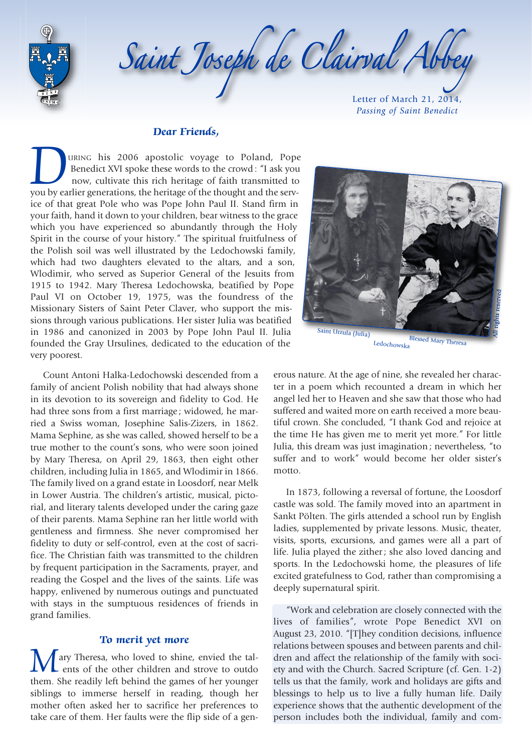# Saint Joseph de Clairval Abbey

Letter of March 21, 2014,
*Passing of Saint Benedict*

***Dear Friends,***

During his 2006 apostolic voyage to Poland, Pope Benedict XVI spoke these words to the crowd: "I ask you now, cultivate this rich heritage of faith transmitted to you by earlier generations, the heritage of the thought and the service of that great Pole who was Pope John Paul II. Stand firm in your faith, hand it down to your children, bear witness to the grace which you have experienced so abundantly through the Holy Spirit in the course of your history." The spiritual fruitfulness of the Polish soil was well illustrated by the Ledochowski family, which had two daughters elevated to the altars, and a son, Wlodimir, who served as Superior General of the Jesuits from 1915 to 1942. Mary Theresa Ledochowska, beatified by Pope Paul VI on October 19, 1975, was the foundress of the Missionary Sisters of Saint Peter Claver, who support the missions through various publications. Her sister Julia was beatified in 1986 and canonized in 2003 by Pope John Paul II. Julia founded the Gray Ursulines, dedicated to the education of the very poorest.

Saint Urzula (Julia) Ledochowska — Blessed Mary Theresa — All rights reserved

Count Antoni Halka-Ledochowski descended from a family of ancient Polish nobility that had always shone in its devotion to its sovereign and fidelity to God. He had three sons from a first marriage; widowed, he married a Swiss woman, Josephine Salis-Zizers, in 1862. Mama Sephine, as she was called, showed herself to be a true mother to the count's sons, who were soon joined by Mary Theresa, on April 29, 1863, then eight other children, including Julia in 1865, and Wlodimir in 1866. The family lived on a grand estate in Loosdorf, near Melk in Lower Austria. The children's artistic, pictorial, and literary talents developed under the caring gaze of their parents. Mama Sephine ran her little world with gentleness and firmness. She never compromised her fidelity to duty or self-control, even at the cost of sacrifice. The Christian faith was transmitted to the children by frequent participation in the Sacraments, prayer, and reading the Gospel and the lives of the saints. Life was happy, enlivened by numerous outings and punctuated with stays in the sumptuous residences of friends in grand families.

### *To merit yet more*

Mary Theresa, who loved to shine, envied the talents of the other children and strove to outdo them. She readily left behind the games of her younger siblings to immerse herself in reading, though her mother often asked her to sacrifice her preferences to take care of them. Her faults were the flip side of a generous nature. At the age of nine, she revealed her character in a poem which recounted a dream in which her angel led her to Heaven and she saw that those who had suffered and waited more on earth received a more beautiful crown. She concluded, "I thank God and rejoice at the time He has given me to merit yet more." For little Julia, this dream was just imagination; nevertheless, "to suffer and to work" would become her older sister's motto.

In 1873, following a reversal of fortune, the Loosdorf castle was sold. The family moved into an apartment in Sankt Pölten. The girls attended a school run by English ladies, supplemented by private lessons. Music, theater, visits, sports, excursions, and games were all a part of life. Julia played the zither; she also loved dancing and sports. In the Ledochowski home, the pleasures of life excited gratefulness to God, rather than compromising a deeply supernatural spirit.

"Work and celebration are closely connected with the lives of families", wrote Pope Benedict XVI on August 23, 2010. "[T]hey condition decisions, influence relations between spouses and between parents and children and affect the relationship of the family with society and with the Church. Sacred Scripture (cf. Gen. 1-2) tells us that the family, work and holidays are gifts and blessings to help us to live a fully human life. Daily experience shows that the authentic development of the person includes both the individual, family and com-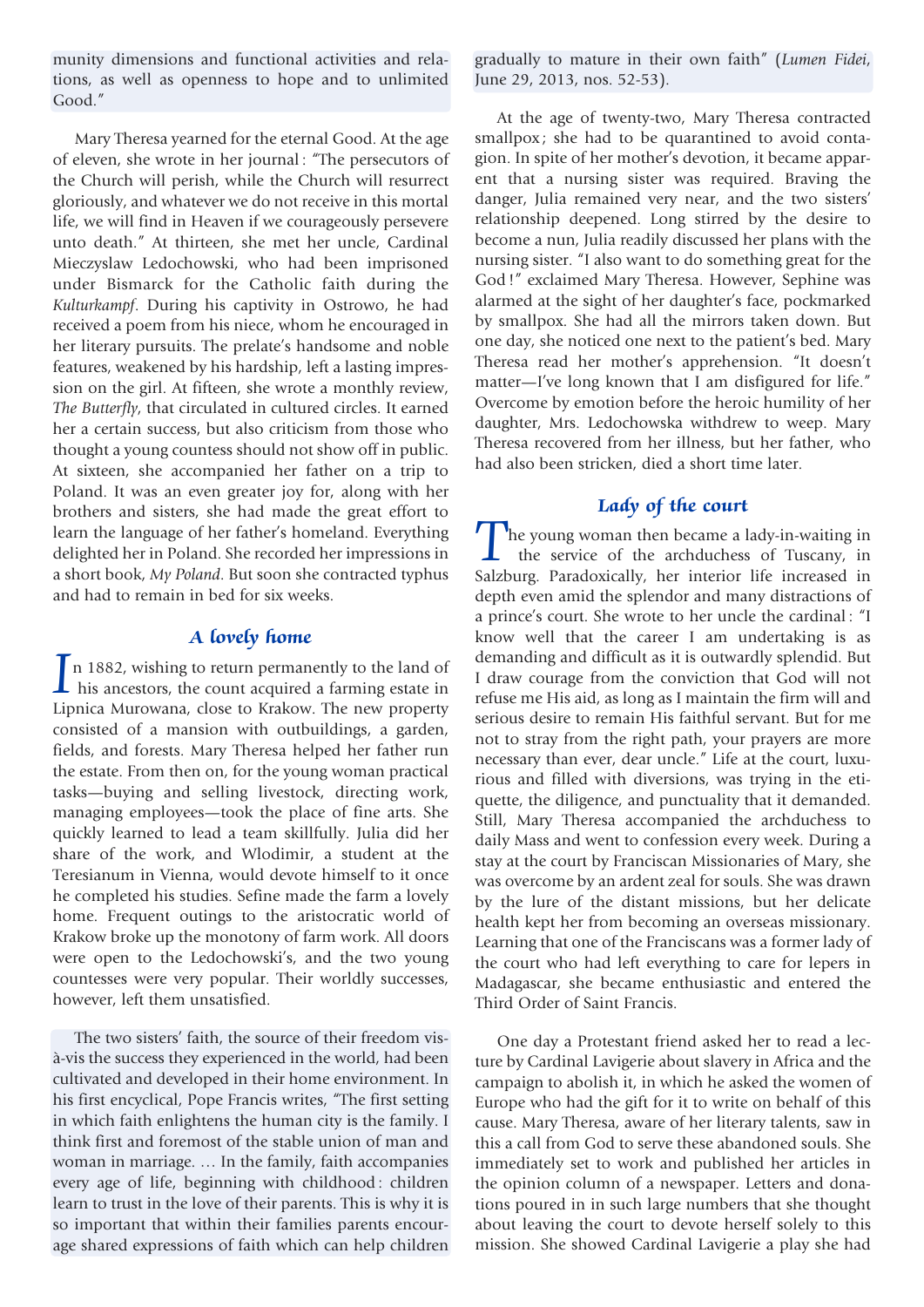munity dimensions and functional activities and relations, as well as openness to hope and to unlimited Good."

Mary Theresa yearned for the eternal Good. At the age of eleven, she wrote in her journal: "The persecutors of the Church will perish, while the Church will resurrect gloriously, and whatever we do not receive in this mortal life, we will find in Heaven if we courageously persevere unto death." At thirteen, she met her uncle, Cardinal Mieczyslaw Ledochowski, who had been imprisoned under Bismarck for the Catholic faith during the *Kulturkampf*. During his captivity in Ostrowo, he had received a poem from his niece, whom he encouraged in her literary pursuits. The prelate's handsome and noble features, weakened by his hardship, left a lasting impression on the girl. At fifteen, she wrote a monthly review, *The Butterfly*, that circulated in cultured circles. It earned her a certain success, but also criticism from those who thought a young countess should not show off in public. At sixteen, she accompanied her father on a trip to Poland. It was an even greater joy for, along with her brothers and sisters, she had made the great effort to learn the language of her father's homeland. Everything delighted her in Poland. She recorded her impressions in a short book, *My Poland*. But soon she contracted typhus and had to remain in bed for six weeks.

## A lovely home

In 1882, wishing to return permanently to the land of his ancestors, the count acquired a farming estate in Lipnica Murowana, close to Krakow. The new property consisted of a mansion with outbuildings, a garden, fields, and forests. Mary Theresa helped her father run the estate. From then on, for the young woman practical tasks—buying and selling livestock, directing work, managing employees—took the place of fine arts. She quickly learned to lead a team skillfully. Julia did her share of the work, and Wlodimir, a student at the Teresianum in Vienna, would devote himself to it once he completed his studies. Sefine made the farm a lovely home. Frequent outings to the aristocratic world of Krakow broke up the monotony of farm work. All doors were open to the Ledochowski's, and the two young countesses were very popular. Their worldly successes, however, left them unsatisfied.

The two sisters' faith, the source of their freedom vis-à-vis the success they experienced in the world, had been cultivated and developed in their home environment. In his first encyclical, Pope Francis writes, "The first setting in which faith enlightens the human city is the family. I think first and foremost of the stable union of man and woman in marriage. … In the family, faith accompanies every age of life, beginning with childhood: children learn to trust in the love of their parents. This is why it is so important that within their families parents encourage shared expressions of faith which can help children gradually to mature in their own faith" (*Lumen Fidei*, June 29, 2013, nos. 52-53).

At the age of twenty-two, Mary Theresa contracted smallpox; she had to be quarantined to avoid contagion. In spite of her mother's devotion, it became apparent that a nursing sister was required. Braving the danger, Julia remained very near, and the two sisters' relationship deepened. Long stirred by the desire to become a nun, Julia readily discussed her plans with the nursing sister. "I also want to do something great for the God!" exclaimed Mary Theresa. However, Sephine was alarmed at the sight of her daughter's face, pockmarked by smallpox. She had all the mirrors taken down. But one day, she noticed one next to the patient's bed. Mary Theresa read her mother's apprehension. "It doesn't matter—I've long known that I am disfigured for life." Overcome by emotion before the heroic humility of her daughter, Mrs. Ledochowska withdrew to weep. Mary Theresa recovered from her illness, but her father, who had also been stricken, died a short time later.

## Lady of the court

The young woman then became a lady-in-waiting in the service of the archduchess of Tuscany, in Salzburg. Paradoxically, her interior life increased in depth even amid the splendor and many distractions of a prince's court. She wrote to her uncle the cardinal: "I know well that the career I am undertaking is as demanding and difficult as it is outwardly splendid. But I draw courage from the conviction that God will not refuse me His aid, as long as I maintain the firm will and serious desire to remain His faithful servant. But for me not to stray from the right path, your prayers are more necessary than ever, dear uncle." Life at the court, luxurious and filled with diversions, was trying in the etiquette, the diligence, and punctuality that it demanded. Still, Mary Theresa accompanied the archduchess to daily Mass and went to confession every week. During a stay at the court by Franciscan Missionaries of Mary, she was overcome by an ardent zeal for souls. She was drawn by the lure of the distant missions, but her delicate health kept her from becoming an overseas missionary. Learning that one of the Franciscans was a former lady of the court who had left everything to care for lepers in Madagascar, she became enthusiastic and entered the Third Order of Saint Francis.

One day a Protestant friend asked her to read a lecture by Cardinal Lavigerie about slavery in Africa and the campaign to abolish it, in which he asked the women of Europe who had the gift for it to write on behalf of this cause. Mary Theresa, aware of her literary talents, saw in this a call from God to serve these abandoned souls. She immediately set to work and published her articles in the opinion column of a newspaper. Letters and donations poured in in such large numbers that she thought about leaving the court to devote herself solely to this mission. She showed Cardinal Lavigerie a play she had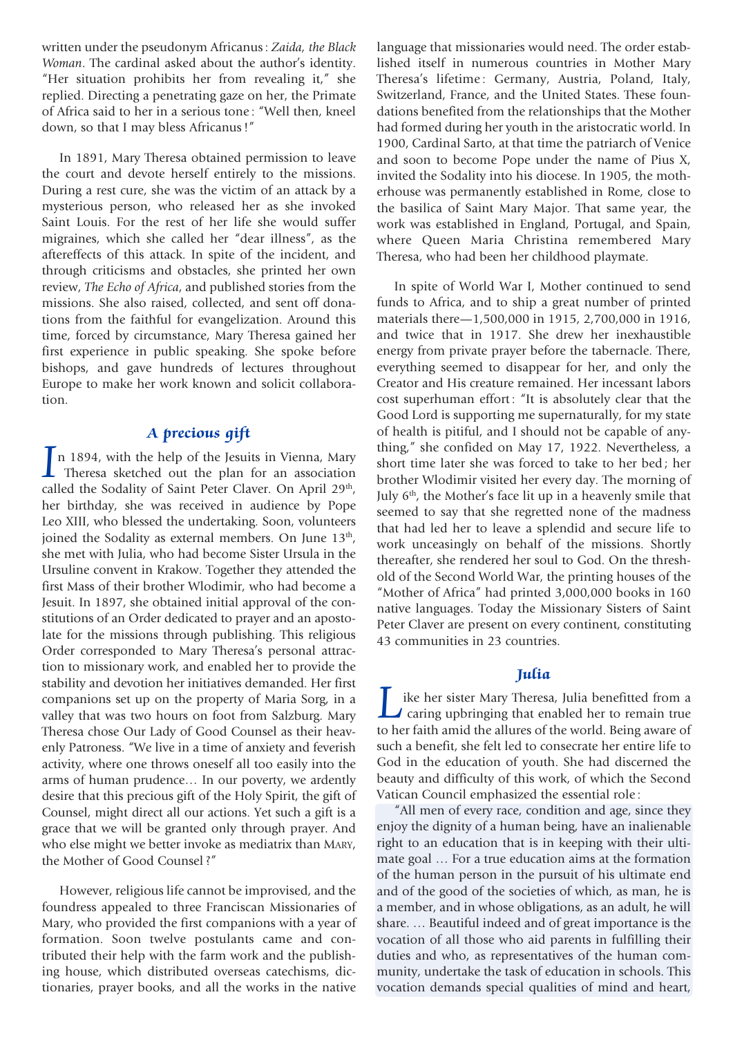written under the pseudonym Africanus : *Zaida, the Black Woman*. The cardinal asked about the author's identity. "Her situation prohibits her from revealing it," she replied. Directing a penetrating gaze on her, the Primate of Africa said to her in a serious tone : "Well then, kneel down, so that I may bless Africanus !"

In 1891, Mary Theresa obtained permission to leave the court and devote herself entirely to the missions. During a rest cure, she was the victim of an attack by a mysterious person, who released her as she invoked Saint Louis. For the rest of her life she would suffer migraines, which she called her "dear illness", as the aftereffects of this attack. In spite of the incident, and through criticisms and obstacles, she printed her own review, *The Echo of Africa*, and published stories from the missions. She also raised, collected, and sent off donations from the faithful for evangelization. Around this time, forced by circumstance, Mary Theresa gained her first experience in public speaking. She spoke before bishops, and gave hundreds of lectures throughout Europe to make her work known and solicit collaboration.

## A precious gift

In 1894, with the help of the Jesuits in Vienna, Mary Theresa sketched out the plan for an association called the Sodality of Saint Peter Claver. On April 29th, her birthday, she was received in audience by Pope Leo XIII, who blessed the undertaking. Soon, volunteers joined the Sodality as external members. On June 13th, she met with Julia, who had become Sister Ursula in the Ursuline convent in Krakow. Together they attended the first Mass of their brother Wlodimir, who had become a Jesuit. In 1897, she obtained initial approval of the constitutions of an Order dedicated to prayer and an apostolate for the missions through publishing. This religious Order corresponded to Mary Theresa's personal attraction to missionary work, and enabled her to provide the stability and devotion her initiatives demanded. Her first companions set up on the property of Maria Sorg, in a valley that was two hours on foot from Salzburg. Mary Theresa chose Our Lady of Good Counsel as their heavenly Patroness. "We live in a time of anxiety and feverish activity, where one throws oneself all too easily into the arms of human prudence… In our poverty, we ardently desire that this precious gift of the Holy Spirit, the gift of Counsel, might direct all our actions. Yet such a gift is a grace that we will be granted only through prayer. And who else might we better invoke as mediatrix than MARY, the Mother of Good Counsel ?"

However, religious life cannot be improvised, and the foundress appealed to three Franciscan Missionaries of Mary, who provided the first companions with a year of formation. Soon twelve postulants came and contributed their help with the farm work and the publishing house, which distributed overseas catechisms, dictionaries, prayer books, and all the works in the native language that missionaries would need. The order established itself in numerous countries in Mother Mary Theresa's lifetime : Germany, Austria, Poland, Italy, Switzerland, France, and the United States. These foundations benefited from the relationships that the Mother had formed during her youth in the aristocratic world. In 1900, Cardinal Sarto, at that time the patriarch of Venice and soon to become Pope under the name of Pius X, invited the Sodality into his diocese. In 1905, the motherhouse was permanently established in Rome, close to the basilica of Saint Mary Major. That same year, the work was established in England, Portugal, and Spain, where Queen Maria Christina remembered Mary Theresa, who had been her childhood playmate.

In spite of World War I, Mother continued to send funds to Africa, and to ship a great number of printed materials there—1,500,000 in 1915, 2,700,000 in 1916, and twice that in 1917. She drew her inexhaustible energy from private prayer before the tabernacle. There, everything seemed to disappear for her, and only the Creator and His creature remained. Her incessant labors cost superhuman effort : "It is absolutely clear that the Good Lord is supporting me supernaturally, for my state of health is pitiful, and I should not be capable of anything," she confided on May 17, 1922. Nevertheless, a short time later she was forced to take to her bed ; her brother Wlodimir visited her every day. The morning of July 6th, the Mother's face lit up in a heavenly smile that seemed to say that she regretted none of the madness that had led her to leave a splendid and secure life to work unceasingly on behalf of the missions. Shortly thereafter, she rendered her soul to God. On the threshold of the Second World War, the printing houses of the "Mother of Africa" had printed 3,000,000 books in 160 native languages. Today the Missionary Sisters of Saint Peter Claver are present on every continent, constituting 43 communities in 23 countries.

## Julia

Like her sister Mary Theresa, Julia benefitted from a caring upbringing that enabled her to remain true to her faith amid the allures of the world. Being aware of such a benefit, she felt led to consecrate her entire life to God in the education of youth. She had discerned the beauty and difficulty of this work, of which the Second Vatican Council emphasized the essential role :

> "All men of every race, condition and age, since they enjoy the dignity of a human being, have an inalienable right to an education that is in keeping with their ultimate goal … For a true education aims at the formation of the human person in the pursuit of his ultimate end and of the good of the societies of which, as man, he is a member, and in whose obligations, as an adult, he will share. … Beautiful indeed and of great importance is the vocation of all those who aid parents in fulfilling their duties and who, as representatives of the human community, undertake the task of education in schools. This vocation demands special qualities of mind and heart,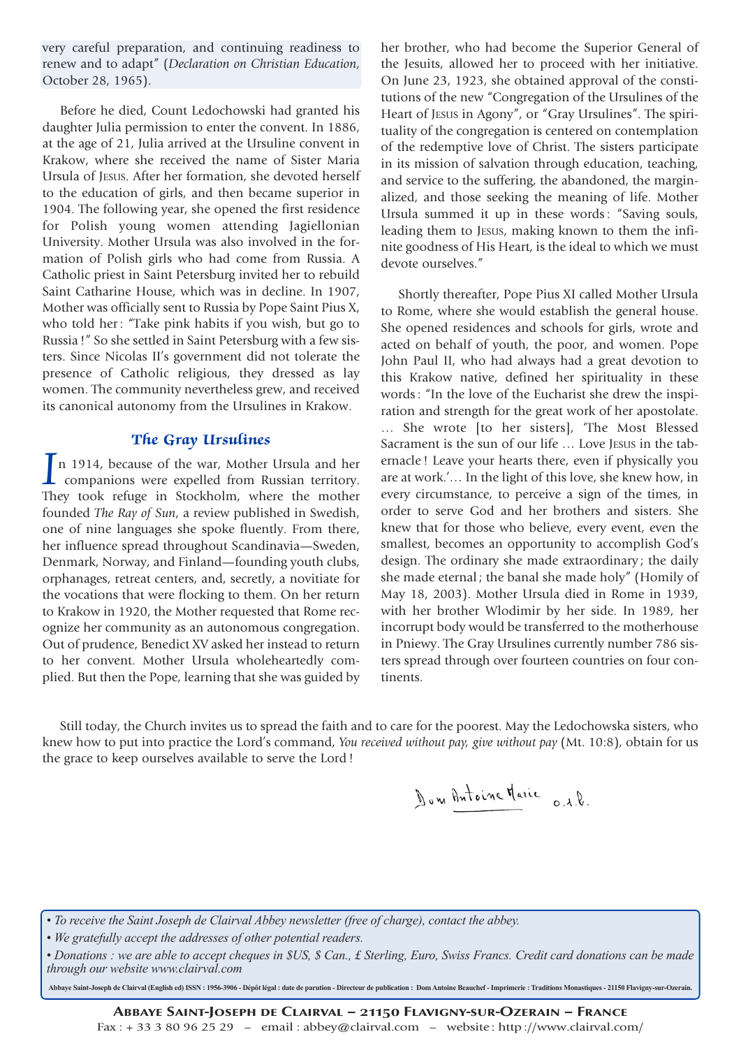very careful preparation, and continuing readiness to renew and to adapt" (*Declaration on Christian Education*, October 28, 1965).

Before he died, Count Ledochowski had granted his daughter Julia permission to enter the convent. In 1886, at the age of 21, Julia arrived at the Ursuline convent in Krakow, where she received the name of Sister Maria Ursula of Jesus. After her formation, she devoted herself to the education of girls, and then became superior in 1904. The following year, she opened the first residence for Polish young women attending Jagiellonian University. Mother Ursula was also involved in the formation of Polish girls who had come from Russia. A Catholic priest in Saint Petersburg invited her to rebuild Saint Catharine House, which was in decline. In 1907, Mother was officially sent to Russia by Pope Saint Pius X, who told her: "Take pink habits if you wish, but go to Russia!" So she settled in Saint Petersburg with a few sisters. Since Nicolas II's government did not tolerate the presence of Catholic religious, they dressed as lay women. The community nevertheless grew, and received its canonical autonomy from the Ursulines in Krakow.

## The Gray Ursulines

In 1914, because of the war, Mother Ursula and her companions were expelled from Russian territory. They took refuge in Stockholm, where the mother founded *The Ray of Sun*, a review published in Swedish, one of nine languages she spoke fluently. From there, her influence spread throughout Scandinavia—Sweden, Denmark, Norway, and Finland—founding youth clubs, orphanages, retreat centers, and, secretly, a novitiate for the vocations that were flocking to them. On her return to Krakow in 1920, the Mother requested that Rome recognize her community as an autonomous congregation. Out of prudence, Benedict XV asked her instead to return to her convent. Mother Ursula wholeheartedly complied. But then the Pope, learning that she was guided by her brother, who had become the Superior General of the Jesuits, allowed her to proceed with her initiative. On June 23, 1923, she obtained approval of the constitutions of the new "Congregation of the Ursulines of the Heart of Jesus in Agony", or "Gray Ursulines". The spirituality of the congregation is centered on contemplation of the redemptive love of Christ. The sisters participate in its mission of salvation through education, teaching, and service to the suffering, the abandoned, the marginalized, and those seeking the meaning of life. Mother Ursula summed it up in these words: "Saving souls, leading them to Jesus, making known to them the infinite goodness of His Heart, is the ideal to which we must devote ourselves."

Shortly thereafter, Pope Pius XI called Mother Ursula to Rome, where she would establish the general house. She opened residences and schools for girls, wrote and acted on behalf of youth, the poor, and women. Pope John Paul II, who had always had a great devotion to this Krakow native, defined her spirituality in these words: "In the love of the Eucharist she drew the inspiration and strength for the great work of her apostolate. … She wrote [to her sisters], 'The Most Blessed Sacrament is the sun of our life … Love Jesus in the tabernacle! Leave your hearts there, even if physically you are at work.'… In the light of this love, she knew how, in every circumstance, to perceive a sign of the times, in order to serve God and her brothers and sisters. She knew that for those who believe, every event, even the smallest, becomes an opportunity to accomplish God's design. The ordinary she made extraordinary; the daily she made eternal; the banal she made holy" (Homily of May 18, 2003). Mother Ursula died in Rome in 1939, with her brother Wlodimir by her side. In 1989, her incorrupt body would be transferred to the motherhouse in Pniewy. The Gray Ursulines currently number 786 sisters spread through over fourteen countries on four continents.

Still today, the Church invites us to spread the faith and to care for the poorest. May the Ledochowska sisters, who knew how to put into practice the Lord's command, *You received without pay, give without pay* (Mt. 10:8), obtain for us the grace to keep ourselves available to serve the Lord!

Dom Antoine Marie o.s.b.

- *To receive the Saint Joseph de Clairval Abbey newsletter (free of charge), contact the abbey.*
- *We gratefully accept the addresses of other potential readers.*
- *Donations : we are able to accept cheques in $US, $ Can., £ Sterling, Euro, Swiss Francs. Credit card donations can be made through our website www.clairval.com*

Abbaye Saint-Joseph de Clairval (English ed) ISSN : 1956-3906 - Dépôt légal : date de parution - Directeur de publication : Dom Antoine Beauchef - Imprimerie : Traditions Monastiques - 21150 Flavigny-sur-Ozerain.

**Abbaye Saint-Joseph de Clairval – 21150 Flavigny-sur-Ozerain – France**

Fax : + 33 3 80 96 25 29 – email : abbey@clairval.com – website : http ://www.clairval.com/